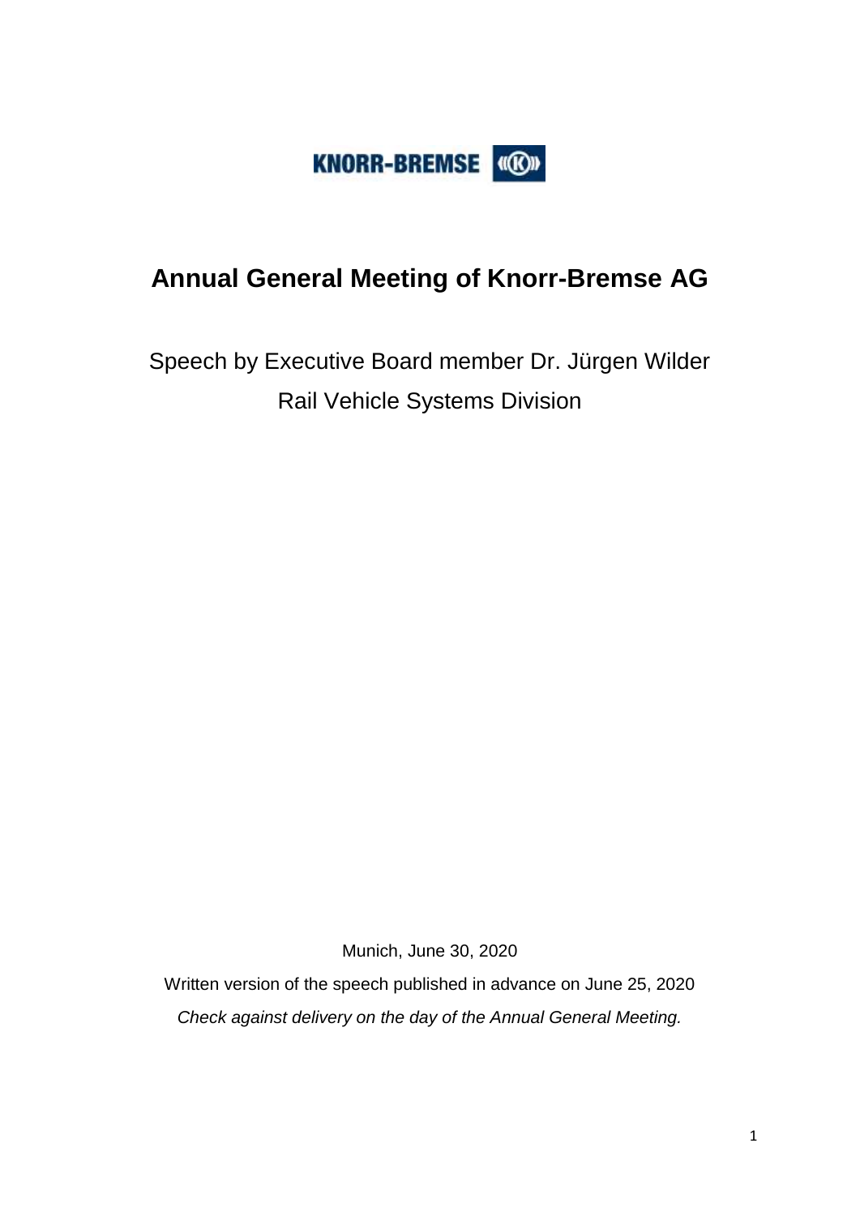KNORR-BREMSE

# Annual General Meeting of Knorr-Bremse AG

Speech by Executive Board member Dr. Jürgen Wilder

Rail Vehicle Systems Division

Munich, June 30, 2020

Written version of the speech published in advance on June 25, 2020

*Check against delivery on the day of the Annual General Meeting.*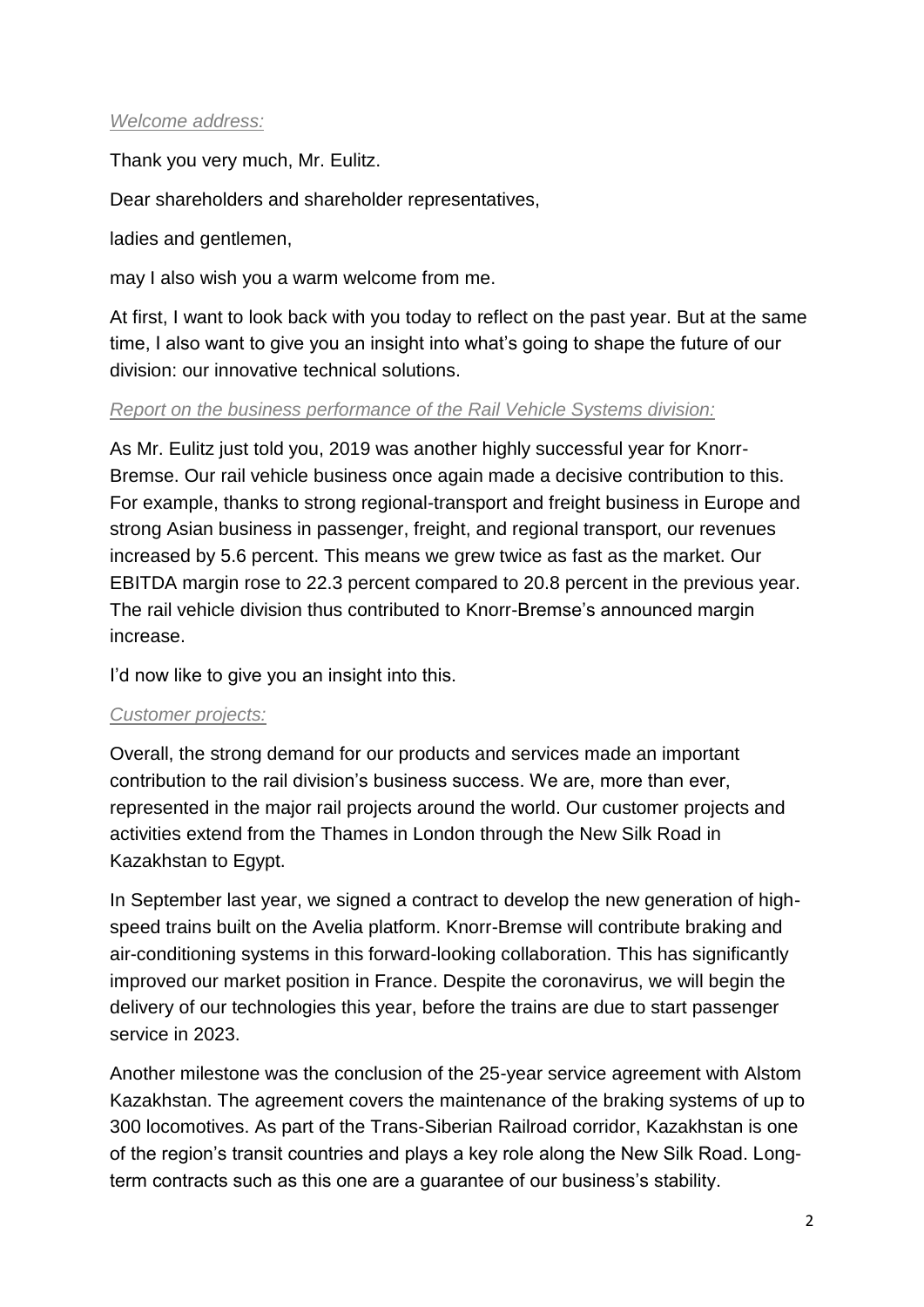*Welcome address:*

Thank you very much, Mr. Eulitz.

Dear shareholders and shareholder representatives,

ladies and gentlemen,

may I also wish you a warm welcome from me.

At first, I want to look back with you today to reflect on the past year. But at the same time, I also want to give you an insight into what's going to shape the future of our division: our innovative technical solutions.

*Report on the business performance of the Rail Vehicle Systems division:*

As Mr. Eulitz just told you, 2019 was another highly successful year for Knorr-Bremse. Our rail vehicle business once again made a decisive contribution to this. For example, thanks to strong regional-transport and freight business in Europe and strong Asian business in passenger, freight, and regional transport, our revenues increased by 5.6 percent. This means we grew twice as fast as the market. Our EBITDA margin rose to 22.3 percent compared to 20.8 percent in the previous year. The rail vehicle division thus contributed to Knorr-Bremse's announced margin increase.

I'd now like to give you an insight into this.

*Customer projects:*

Overall, the strong demand for our products and services made an important contribution to the rail division's business success. We are, more than ever, represented in the major rail projects around the world. Our customer projects and activities extend from the Thames in London through the New Silk Road in Kazakhstan to Egypt.

In September last year, we signed a contract to develop the new generation of high-speed trains built on the Avelia platform. Knorr-Bremse will contribute braking and air-conditioning systems in this forward-looking collaboration. This has significantly improved our market position in France. Despite the coronavirus, we will begin the delivery of our technologies this year, before the trains are due to start passenger service in 2023.

Another milestone was the conclusion of the 25-year service agreement with Alstom Kazakhstan. The agreement covers the maintenance of the braking systems of up to 300 locomotives. As part of the Trans-Siberian Railroad corridor, Kazakhstan is one of the region's transit countries and plays a key role along the New Silk Road. Long-term contracts such as this one are a guarantee of our business's stability.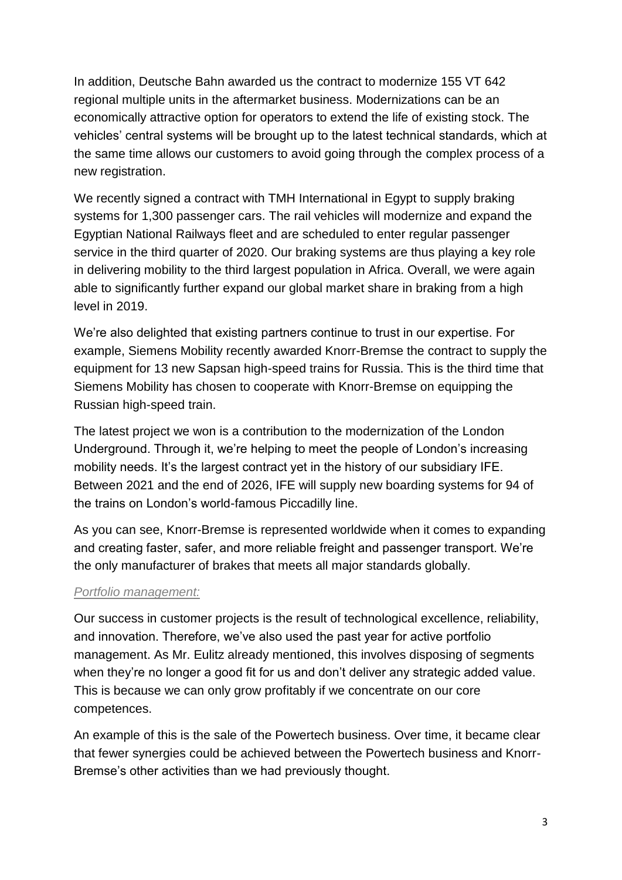In addition, Deutsche Bahn awarded us the contract to modernize 155 VT 642 regional multiple units in the aftermarket business. Modernizations can be an economically attractive option for operators to extend the life of existing stock. The vehicles' central systems will be brought up to the latest technical standards, which at the same time allows our customers to avoid going through the complex process of a new registration.

We recently signed a contract with TMH International in Egypt to supply braking systems for 1,300 passenger cars. The rail vehicles will modernize and expand the Egyptian National Railways fleet and are scheduled to enter regular passenger service in the third quarter of 2020. Our braking systems are thus playing a key role in delivering mobility to the third largest population in Africa. Overall, we were again able to significantly further expand our global market share in braking from a high level in 2019.

We're also delighted that existing partners continue to trust in our expertise. For example, Siemens Mobility recently awarded Knorr-Bremse the contract to supply the equipment for 13 new Sapsan high-speed trains for Russia. This is the third time that Siemens Mobility has chosen to cooperate with Knorr-Bremse on equipping the Russian high-speed train.

The latest project we won is a contribution to the modernization of the London Underground. Through it, we're helping to meet the people of London's increasing mobility needs. It's the largest contract yet in the history of our subsidiary IFE. Between 2021 and the end of 2026, IFE will supply new boarding systems for 94 of the trains on London's world-famous Piccadilly line.

As you can see, Knorr-Bremse is represented worldwide when it comes to expanding and creating faster, safer, and more reliable freight and passenger transport. We're the only manufacturer of brakes that meets all major standards globally.

*Portfolio management:*

Our success in customer projects is the result of technological excellence, reliability, and innovation. Therefore, we've also used the past year for active portfolio management. As Mr. Eulitz already mentioned, this involves disposing of segments when they're no longer a good fit for us and don't deliver any strategic added value. This is because we can only grow profitably if we concentrate on our core competences.

An example of this is the sale of the Powertech business. Over time, it became clear that fewer synergies could be achieved between the Powertech business and Knorr-Bremse's other activities than we had previously thought.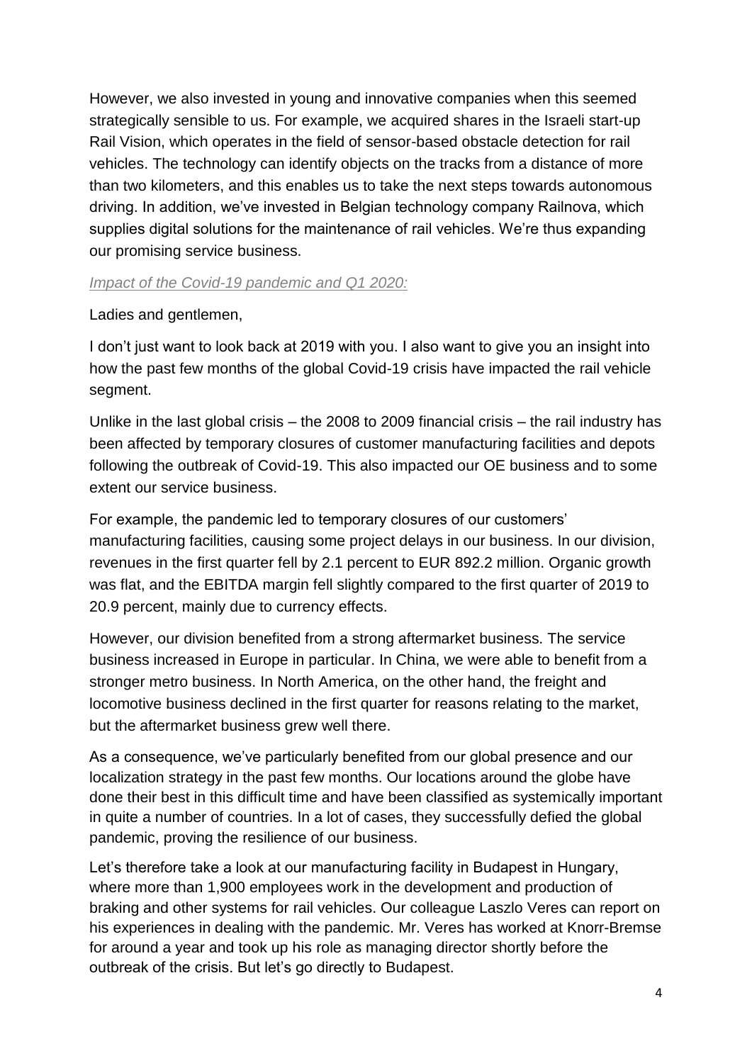However, we also invested in young and innovative companies when this seemed strategically sensible to us. For example, we acquired shares in the Israeli start-up Rail Vision, which operates in the field of sensor-based obstacle detection for rail vehicles. The technology can identify objects on the tracks from a distance of more than two kilometers, and this enables us to take the next steps towards autonomous driving. In addition, we've invested in Belgian technology company Railnova, which supplies digital solutions for the maintenance of rail vehicles. We're thus expanding our promising service business.

*Impact of the Covid-19 pandemic and Q1 2020:*

Ladies and gentlemen,

I don't just want to look back at 2019 with you. I also want to give you an insight into how the past few months of the global Covid-19 crisis have impacted the rail vehicle segment.

Unlike in the last global crisis – the 2008 to 2009 financial crisis – the rail industry has been affected by temporary closures of customer manufacturing facilities and depots following the outbreak of Covid-19. This also impacted our OE business and to some extent our service business.

For example, the pandemic led to temporary closures of our customers' manufacturing facilities, causing some project delays in our business. In our division, revenues in the first quarter fell by 2.1 percent to EUR 892.2 million. Organic growth was flat, and the EBITDA margin fell slightly compared to the first quarter of 2019 to 20.9 percent, mainly due to currency effects.

However, our division benefited from a strong aftermarket business. The service business increased in Europe in particular. In China, we were able to benefit from a stronger metro business. In North America, on the other hand, the freight and locomotive business declined in the first quarter for reasons relating to the market, but the aftermarket business grew well there.

As a consequence, we've particularly benefited from our global presence and our localization strategy in the past few months. Our locations around the globe have done their best in this difficult time and have been classified as systemically important in quite a number of countries. In a lot of cases, they successfully defied the global pandemic, proving the resilience of our business.

Let's therefore take a look at our manufacturing facility in Budapest in Hungary, where more than 1,900 employees work in the development and production of braking and other systems for rail vehicles. Our colleague Laszlo Veres can report on his experiences in dealing with the pandemic. Mr. Veres has worked at Knorr-Bremse for around a year and took up his role as managing director shortly before the outbreak of the crisis. But let's go directly to Budapest.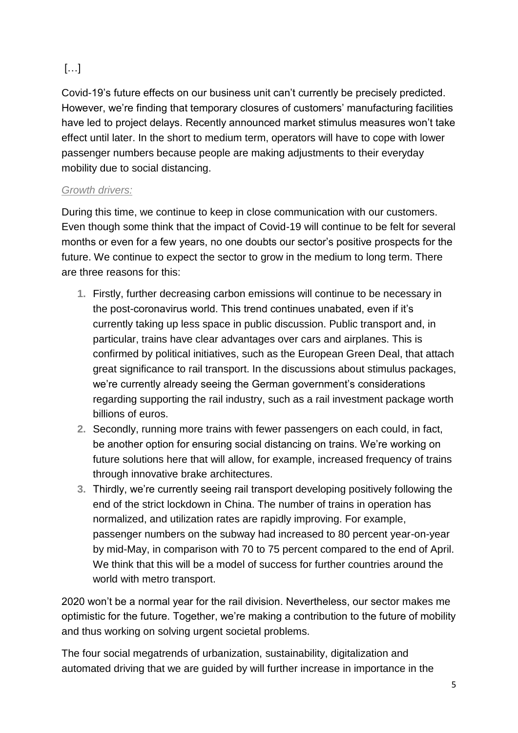[…]

Covid-19’s future effects on our business unit can’t currently be precisely predicted. However, we’re finding that temporary closures of customers’ manufacturing facilities have led to project delays. Recently announced market stimulus measures won’t take effect until later. In the short to medium term, operators will have to cope with lower passenger numbers because people are making adjustments to their everyday mobility due to social distancing.

*Growth drivers:*

During this time, we continue to keep in close communication with our customers. Even though some think that the impact of Covid-19 will continue to be felt for several months or even for a few years, no one doubts our sector’s positive prospects for the future. We continue to expect the sector to grow in the medium to long term. There are three reasons for this:

1. Firstly, further decreasing carbon emissions will continue to be necessary in the post-coronavirus world. This trend continues unabated, even if it’s currently taking up less space in public discussion. Public transport and, in particular, trains have clear advantages over cars and airplanes. This is confirmed by political initiatives, such as the European Green Deal, that attach great significance to rail transport. In the discussions about stimulus packages, we’re currently already seeing the German government’s considerations regarding supporting the rail industry, such as a rail investment package worth billions of euros.
2. Secondly, running more trains with fewer passengers on each could, in fact, be another option for ensuring social distancing on trains. We’re working on future solutions here that will allow, for example, increased frequency of trains through innovative brake architectures.
3. Thirdly, we’re currently seeing rail transport developing positively following the end of the strict lockdown in China. The number of trains in operation has normalized, and utilization rates are rapidly improving. For example, passenger numbers on the subway had increased to 80 percent year-on-year by mid-May, in comparison with 70 to 75 percent compared to the end of April. We think that this will be a model of success for further countries around the world with metro transport.

2020 won’t be a normal year for the rail division. Nevertheless, our sector makes me optimistic for the future. Together, we’re making a contribution to the future of mobility and thus working on solving urgent societal problems.

The four social megatrends of urbanization, sustainability, digitalization and automated driving that we are guided by will further increase in importance in the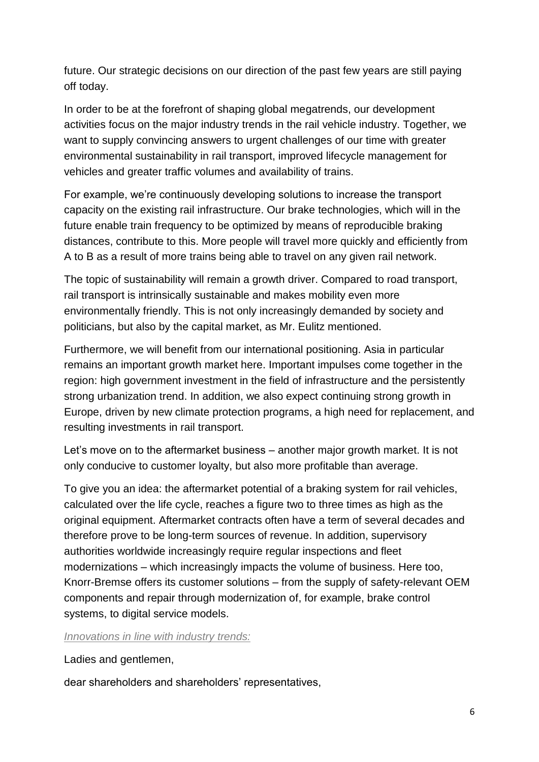future. Our strategic decisions on our direction of the past few years are still paying off today.

In order to be at the forefront of shaping global megatrends, our development activities focus on the major industry trends in the rail vehicle industry. Together, we want to supply convincing answers to urgent challenges of our time with greater environmental sustainability in rail transport, improved lifecycle management for vehicles and greater traffic volumes and availability of trains.

For example, we're continuously developing solutions to increase the transport capacity on the existing rail infrastructure. Our brake technologies, which will in the future enable train frequency to be optimized by means of reproducible braking distances, contribute to this. More people will travel more quickly and efficiently from A to B as a result of more trains being able to travel on any given rail network.

The topic of sustainability will remain a growth driver. Compared to road transport, rail transport is intrinsically sustainable and makes mobility even more environmentally friendly. This is not only increasingly demanded by society and politicians, but also by the capital market, as Mr. Eulitz mentioned.

Furthermore, we will benefit from our international positioning. Asia in particular remains an important growth market here. Important impulses come together in the region: high government investment in the field of infrastructure and the persistently strong urbanization trend. In addition, we also expect continuing strong growth in Europe, driven by new climate protection programs, a high need for replacement, and resulting investments in rail transport.

Let's move on to the aftermarket business – another major growth market. It is not only conducive to customer loyalty, but also more profitable than average.

To give you an idea: the aftermarket potential of a braking system for rail vehicles, calculated over the life cycle, reaches a figure two to three times as high as the original equipment. Aftermarket contracts often have a term of several decades and therefore prove to be long-term sources of revenue. In addition, supervisory authorities worldwide increasingly require regular inspections and fleet modernizations – which increasingly impacts the volume of business. Here too, Knorr-Bremse offers its customer solutions – from the supply of safety-relevant OEM components and repair through modernization of, for example, brake control systems, to digital service models.

*Innovations in line with industry trends:*

Ladies and gentlemen,

dear shareholders and shareholders' representatives,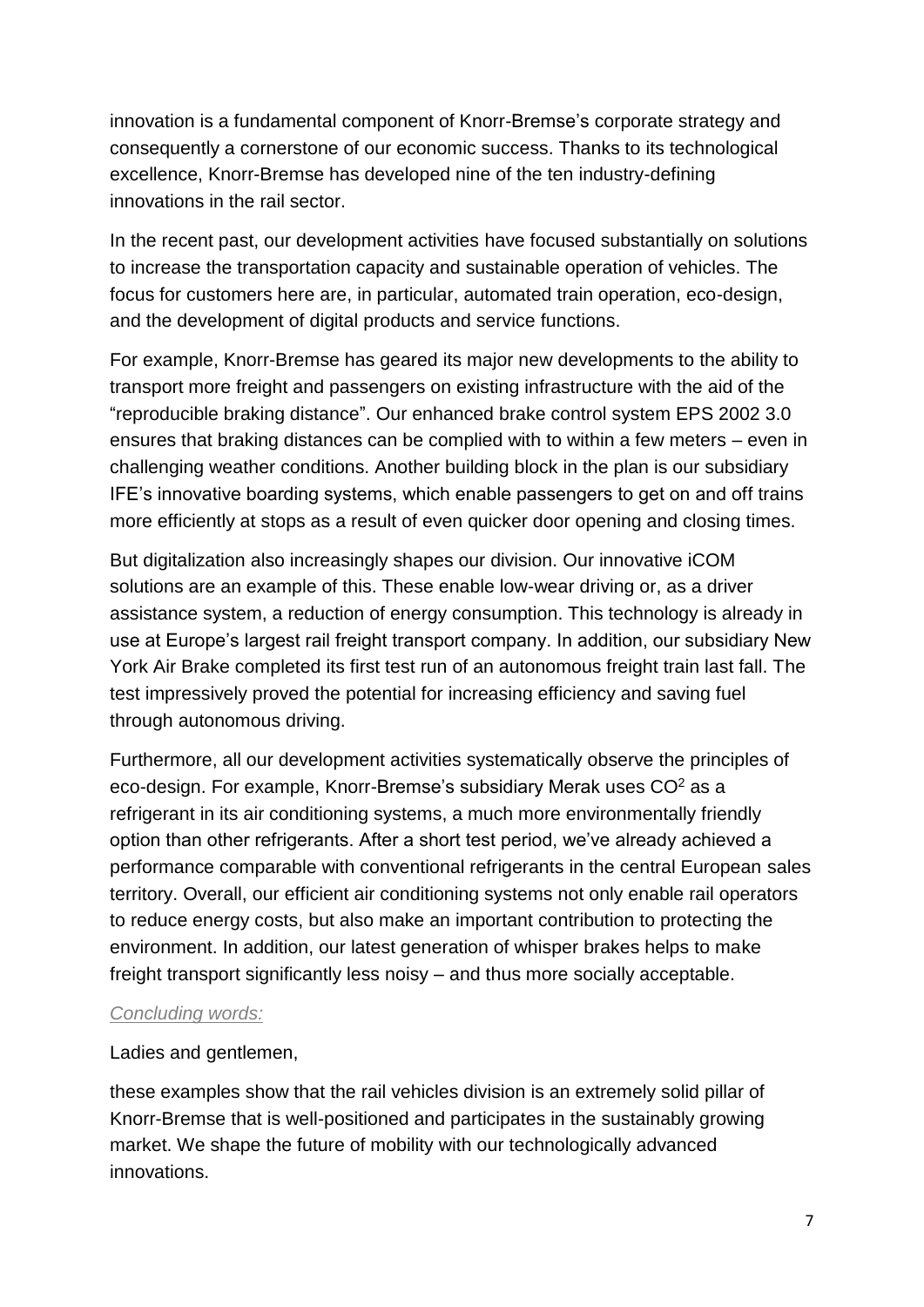innovation is a fundamental component of Knorr-Bremse's corporate strategy and consequently a cornerstone of our economic success. Thanks to its technological excellence, Knorr-Bremse has developed nine of the ten industry-defining innovations in the rail sector.

In the recent past, our development activities have focused substantially on solutions to increase the transportation capacity and sustainable operation of vehicles. The focus for customers here are, in particular, automated train operation, eco-design, and the development of digital products and service functions.

For example, Knorr-Bremse has geared its major new developments to the ability to transport more freight and passengers on existing infrastructure with the aid of the "reproducible braking distance". Our enhanced brake control system EPS 2002 3.0 ensures that braking distances can be complied with to within a few meters – even in challenging weather conditions. Another building block in the plan is our subsidiary IFE's innovative boarding systems, which enable passengers to get on and off trains more efficiently at stops as a result of even quicker door opening and closing times.

But digitalization also increasingly shapes our division. Our innovative iCOM solutions are an example of this. These enable low-wear driving or, as a driver assistance system, a reduction of energy consumption. This technology is already in use at Europe's largest rail freight transport company. In addition, our subsidiary New York Air Brake completed its first test run of an autonomous freight train last fall. The test impressively proved the potential for increasing efficiency and saving fuel through autonomous driving.

Furthermore, all our development activities systematically observe the principles of eco-design. For example, Knorr-Bremse's subsidiary Merak uses $CO^2$ as a refrigerant in its air conditioning systems, a much more environmentally friendly option than other refrigerants. After a short test period, we've already achieved a performance comparable with conventional refrigerants in the central European sales territory. Overall, our efficient air conditioning systems not only enable rail operators to reduce energy costs, but also make an important contribution to protecting the environment. In addition, our latest generation of whisper brakes helps to make freight transport significantly less noisy – and thus more socially acceptable.

*Concluding words:*

Ladies and gentlemen,

these examples show that the rail vehicles division is an extremely solid pillar of Knorr-Bremse that is well-positioned and participates in the sustainably growing market. We shape the future of mobility with our technologically advanced innovations.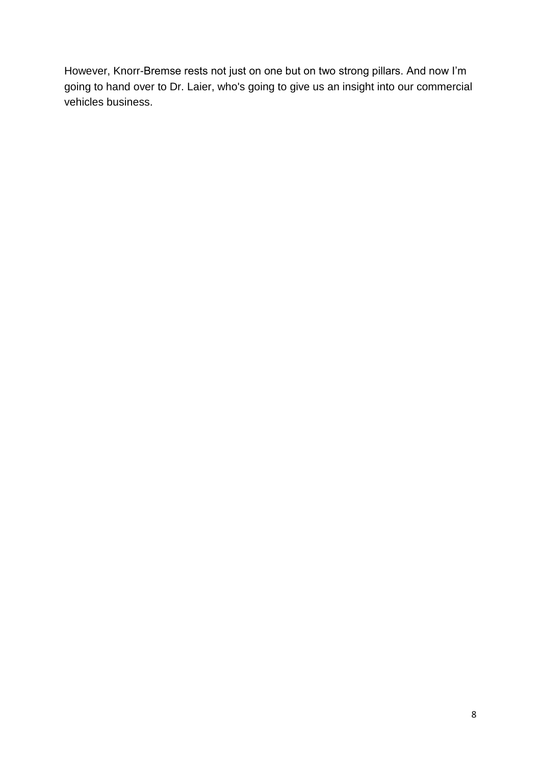However, Knorr-Bremse rests not just on one but on two strong pillars. And now I’m going to hand over to Dr. Laier, who's going to give us an insight into our commercial vehicles business.